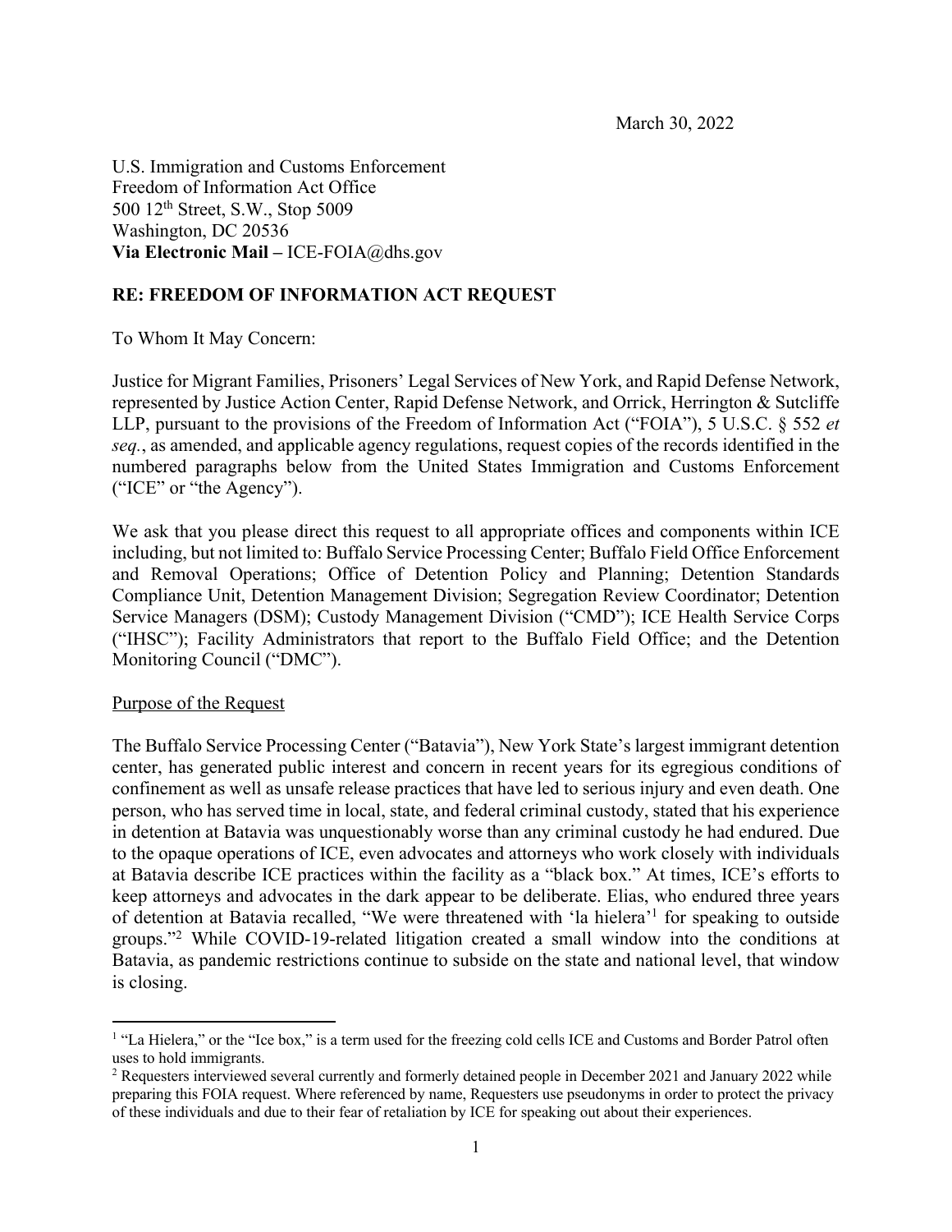March 30, 2022

U.S. Immigration and Customs Enforcement
Freedom of Information Act Office
500 12th Street, S.W., Stop 5009
Washington, DC 20536
**Via Electronic Mail –** ICE-FOIA@dhs.gov

**RE: FREEDOM OF INFORMATION ACT REQUEST**

To Whom It May Concern:

Justice for Migrant Families, Prisoners' Legal Services of New York, and Rapid Defense Network, represented by Justice Action Center, Rapid Defense Network, and Orrick, Herrington & Sutcliffe LLP, pursuant to the provisions of the Freedom of Information Act ("FOIA"), 5 U.S.C. § 552 *et seq.*, as amended, and applicable agency regulations, request copies of the records identified in the numbered paragraphs below from the United States Immigration and Customs Enforcement ("ICE" or "the Agency").

We ask that you please direct this request to all appropriate offices and components within ICE including, but not limited to: Buffalo Service Processing Center; Buffalo Field Office Enforcement and Removal Operations; Office of Detention Policy and Planning; Detention Standards Compliance Unit, Detention Management Division; Segregation Review Coordinator; Detention Service Managers (DSM); Custody Management Division ("CMD"); ICE Health Service Corps ("IHSC"); Facility Administrators that report to the Buffalo Field Office; and the Detention Monitoring Council ("DMC").

<u>Purpose of the Request</u>

The Buffalo Service Processing Center ("Batavia"), New York State's largest immigrant detention center, has generated public interest and concern in recent years for its egregious conditions of confinement as well as unsafe release practices that have led to serious injury and even death. One person, who has served time in local, state, and federal criminal custody, stated that his experience in detention at Batavia was unquestionably worse than any criminal custody he had endured. Due to the opaque operations of ICE, even advocates and attorneys who work closely with individuals at Batavia describe ICE practices within the facility as a "black box." At times, ICE's efforts to keep attorneys and advocates in the dark appear to be deliberate. Elias, who endured three years of detention at Batavia recalled, "We were threatened with 'la hielera'[1] for speaking to outside groups."[2] While COVID-19-related litigation created a small window into the conditions at Batavia, as pandemic restrictions continue to subside on the state and national level, that window is closing.

[1] "La Hielera," or the "Ice box," is a term used for the freezing cold cells ICE and Customs and Border Patrol often uses to hold immigrants.

[2] Requesters interviewed several currently and formerly detained people in December 2021 and January 2022 while preparing this FOIA request. Where referenced by name, Requesters use pseudonyms in order to protect the privacy of these individuals and due to their fear of retaliation by ICE for speaking out about their experiences.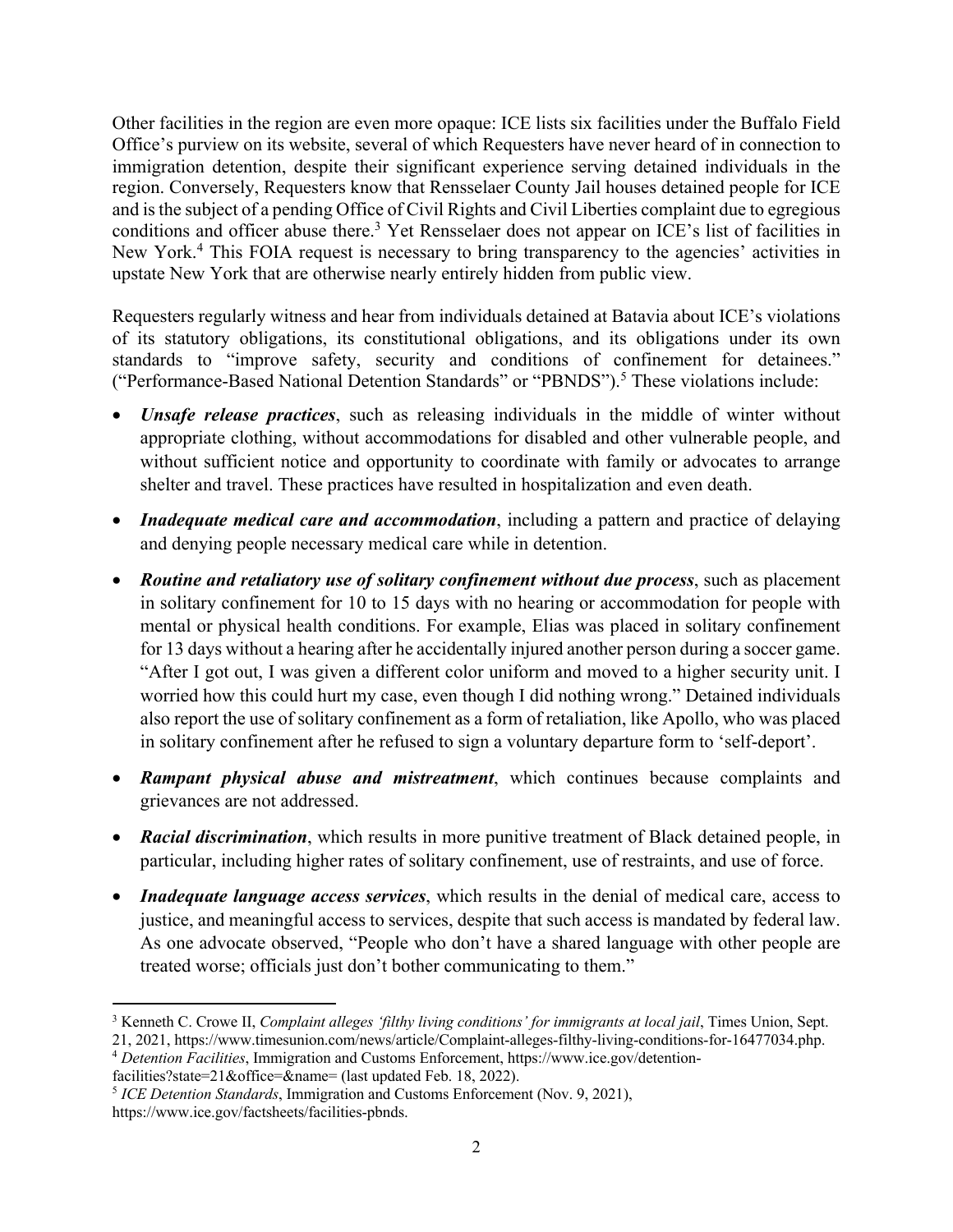Other facilities in the region are even more opaque: ICE lists six facilities under the Buffalo Field Office's purview on its website, several of which Requesters have never heard of in connection to immigration detention, despite their significant experience serving detained individuals in the region. Conversely, Requesters know that Rensselaer County Jail houses detained people for ICE and is the subject of a pending Office of Civil Rights and Civil Liberties complaint due to egregious conditions and officer abuse there.[3] Yet Rensselaer does not appear on ICE's list of facilities in New York.[4] This FOIA request is necessary to bring transparency to the agencies' activities in upstate New York that are otherwise nearly entirely hidden from public view.

Requesters regularly witness and hear from individuals detained at Batavia about ICE's violations of its statutory obligations, its constitutional obligations, and its obligations under its own standards to "improve safety, security and conditions of confinement for detainees." ("Performance-Based National Detention Standards" or "PBNDS").[5] These violations include:

- ***Unsafe release practices***, such as releasing individuals in the middle of winter without appropriate clothing, without accommodations for disabled and other vulnerable people, and without sufficient notice and opportunity to coordinate with family or advocates to arrange shelter and travel. These practices have resulted in hospitalization and even death.
- ***Inadequate medical care and accommodation***, including a pattern and practice of delaying and denying people necessary medical care while in detention.
- ***Routine and retaliatory use of solitary confinement without due process***, such as placement in solitary confinement for 10 to 15 days with no hearing or accommodation for people with mental or physical health conditions. For example, Elias was placed in solitary confinement for 13 days without a hearing after he accidentally injured another person during a soccer game. "After I got out, I was given a different color uniform and moved to a higher security unit. I worried how this could hurt my case, even though I did nothing wrong." Detained individuals also report the use of solitary confinement as a form of retaliation, like Apollo, who was placed in solitary confinement after he refused to sign a voluntary departure form to 'self-deport'.
- ***Rampant physical abuse and mistreatment***, which continues because complaints and grievances are not addressed.
- ***Racial discrimination***, which results in more punitive treatment of Black detained people, in particular, including higher rates of solitary confinement, use of restraints, and use of force.
- ***Inadequate language access services***, which results in the denial of medical care, access to justice, and meaningful access to services, despite that such access is mandated by federal law. As one advocate observed, "People who don't have a shared language with other people are treated worse; officials just don't bother communicating to them."

---

[3] Kenneth C. Crowe II, *Complaint alleges 'filthy living conditions' for immigrants at local jail*, Times Union, Sept. 21, 2021, https://www.timesunion.com/news/article/Complaint-alleges-filthy-living-conditions-for-16477034.php.

[4] *Detention Facilities*, Immigration and Customs Enforcement, https://www.ice.gov/detention-facilities?state=21&office=&name= (last updated Feb. 18, 2022).

[5] *ICE Detention Standards*, Immigration and Customs Enforcement (Nov. 9, 2021), https://www.ice.gov/factsheets/facilities-pbnds.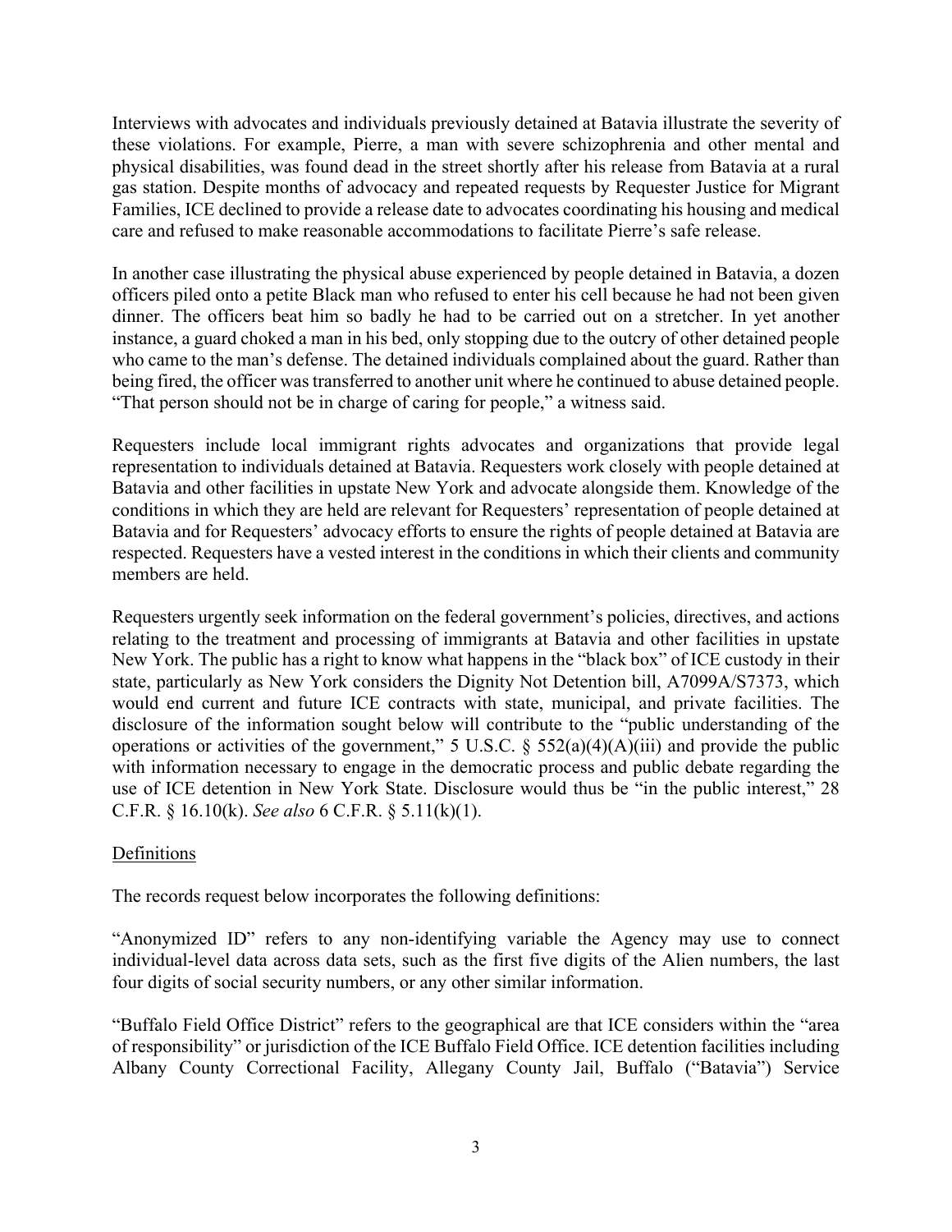Interviews with advocates and individuals previously detained at Batavia illustrate the severity of these violations. For example, Pierre, a man with severe schizophrenia and other mental and physical disabilities, was found dead in the street shortly after his release from Batavia at a rural gas station. Despite months of advocacy and repeated requests by Requester Justice for Migrant Families, ICE declined to provide a release date to advocates coordinating his housing and medical care and refused to make reasonable accommodations to facilitate Pierre's safe release.

In another case illustrating the physical abuse experienced by people detained in Batavia, a dozen officers piled onto a petite Black man who refused to enter his cell because he had not been given dinner. The officers beat him so badly he had to be carried out on a stretcher. In yet another instance, a guard choked a man in his bed, only stopping due to the outcry of other detained people who came to the man's defense. The detained individuals complained about the guard. Rather than being fired, the officer was transferred to another unit where he continued to abuse detained people. "That person should not be in charge of caring for people," a witness said.

Requesters include local immigrant rights advocates and organizations that provide legal representation to individuals detained at Batavia. Requesters work closely with people detained at Batavia and other facilities in upstate New York and advocate alongside them. Knowledge of the conditions in which they are held are relevant for Requesters' representation of people detained at Batavia and for Requesters' advocacy efforts to ensure the rights of people detained at Batavia are respected. Requesters have a vested interest in the conditions in which their clients and community members are held.

Requesters urgently seek information on the federal government's policies, directives, and actions relating to the treatment and processing of immigrants at Batavia and other facilities in upstate New York. The public has a right to know what happens in the "black box" of ICE custody in their state, particularly as New York considers the Dignity Not Detention bill, A7099A/S7373, which would end current and future ICE contracts with state, municipal, and private facilities. The disclosure of the information sought below will contribute to the "public understanding of the operations or activities of the government," 5 U.S.C. § 552(a)(4)(A)(iii) and provide the public with information necessary to engage in the democratic process and public debate regarding the use of ICE detention in New York State. Disclosure would thus be "in the public interest," 28 C.F.R. § 16.10(k). *See also* 6 C.F.R. § 5.11(k)(1).

## Definitions

The records request below incorporates the following definitions:

"Anonymized ID" refers to any non-identifying variable the Agency may use to connect individual-level data across data sets, such as the first five digits of the Alien numbers, the last four digits of social security numbers, or any other similar information.

"Buffalo Field Office District" refers to the geographical are that ICE considers within the "area of responsibility" or jurisdiction of the ICE Buffalo Field Office. ICE detention facilities including Albany County Correctional Facility, Allegany County Jail, Buffalo ("Batavia") Service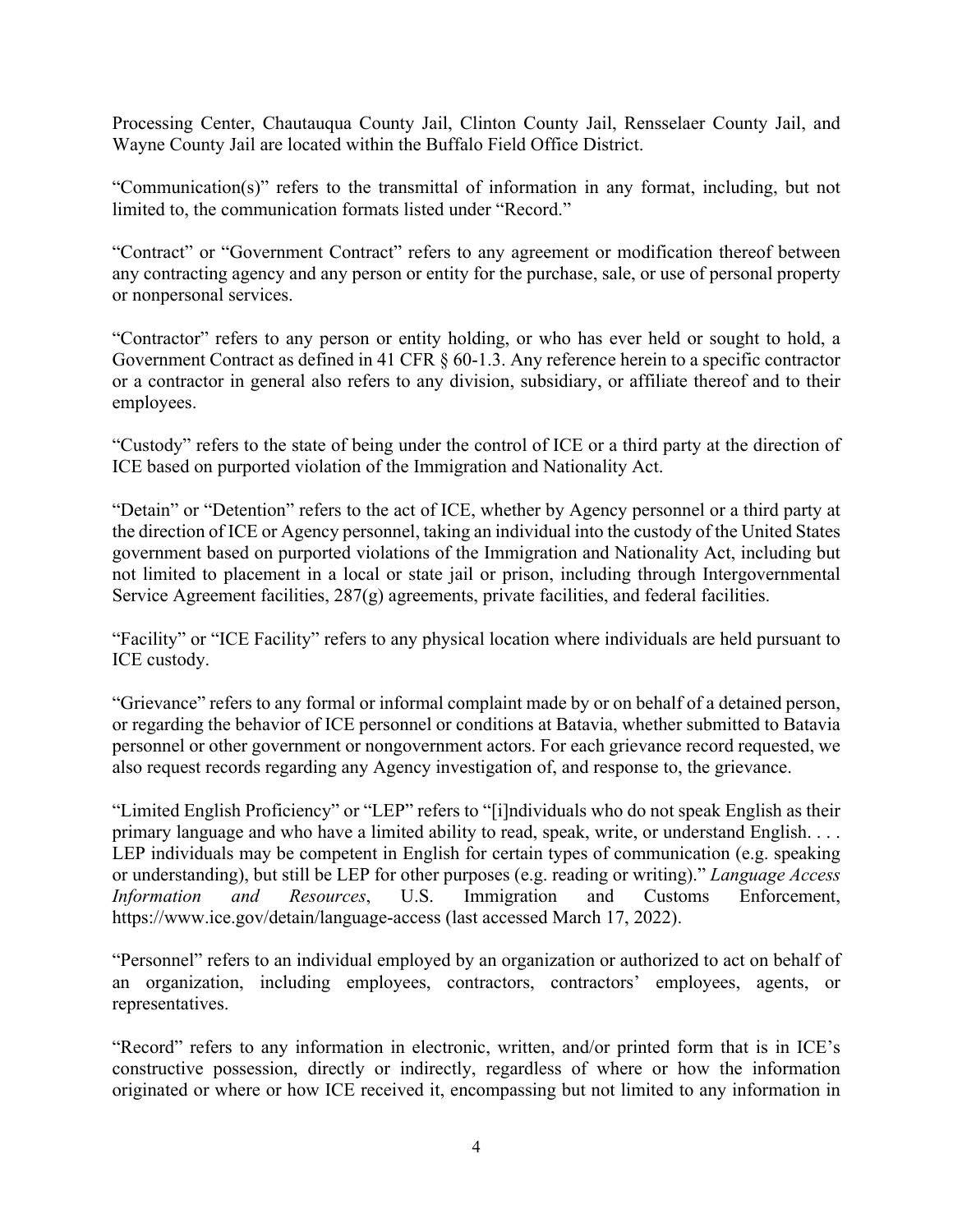Processing Center, Chautauqua County Jail, Clinton County Jail, Rensselaer County Jail, and Wayne County Jail are located within the Buffalo Field Office District.

"Communication(s)" refers to the transmittal of information in any format, including, but not limited to, the communication formats listed under "Record."

"Contract" or "Government Contract" refers to any agreement or modification thereof between any contracting agency and any person or entity for the purchase, sale, or use of personal property or nonpersonal services.

"Contractor" refers to any person or entity holding, or who has ever held or sought to hold, a Government Contract as defined in 41 CFR § 60-1.3. Any reference herein to a specific contractor or a contractor in general also refers to any division, subsidiary, or affiliate thereof and to their employees.

"Custody" refers to the state of being under the control of ICE or a third party at the direction of ICE based on purported violation of the Immigration and Nationality Act.

"Detain" or "Detention" refers to the act of ICE, whether by Agency personnel or a third party at the direction of ICE or Agency personnel, taking an individual into the custody of the United States government based on purported violations of the Immigration and Nationality Act, including but not limited to placement in a local or state jail or prison, including through Intergovernmental Service Agreement facilities, 287(g) agreements, private facilities, and federal facilities.

"Facility" or "ICE Facility" refers to any physical location where individuals are held pursuant to ICE custody.

"Grievance" refers to any formal or informal complaint made by or on behalf of a detained person, or regarding the behavior of ICE personnel or conditions at Batavia, whether submitted to Batavia personnel or other government or nongovernment actors. For each grievance record requested, we also request records regarding any Agency investigation of, and response to, the grievance.

"Limited English Proficiency" or "LEP" refers to "[i]ndividuals who do not speak English as their primary language and who have a limited ability to read, speak, write, or understand English. . . . LEP individuals may be competent in English for certain types of communication (e.g. speaking or understanding), but still be LEP for other purposes (e.g. reading or writing)." *Language Access Information and Resources*, U.S. Immigration and Customs Enforcement, https://www.ice.gov/detain/language-access (last accessed March 17, 2022).

"Personnel" refers to an individual employed by an organization or authorized to act on behalf of an organization, including employees, contractors, contractors' employees, agents, or representatives.

"Record" refers to any information in electronic, written, and/or printed form that is in ICE's constructive possession, directly or indirectly, regardless of where or how the information originated or where or how ICE received it, encompassing but not limited to any information in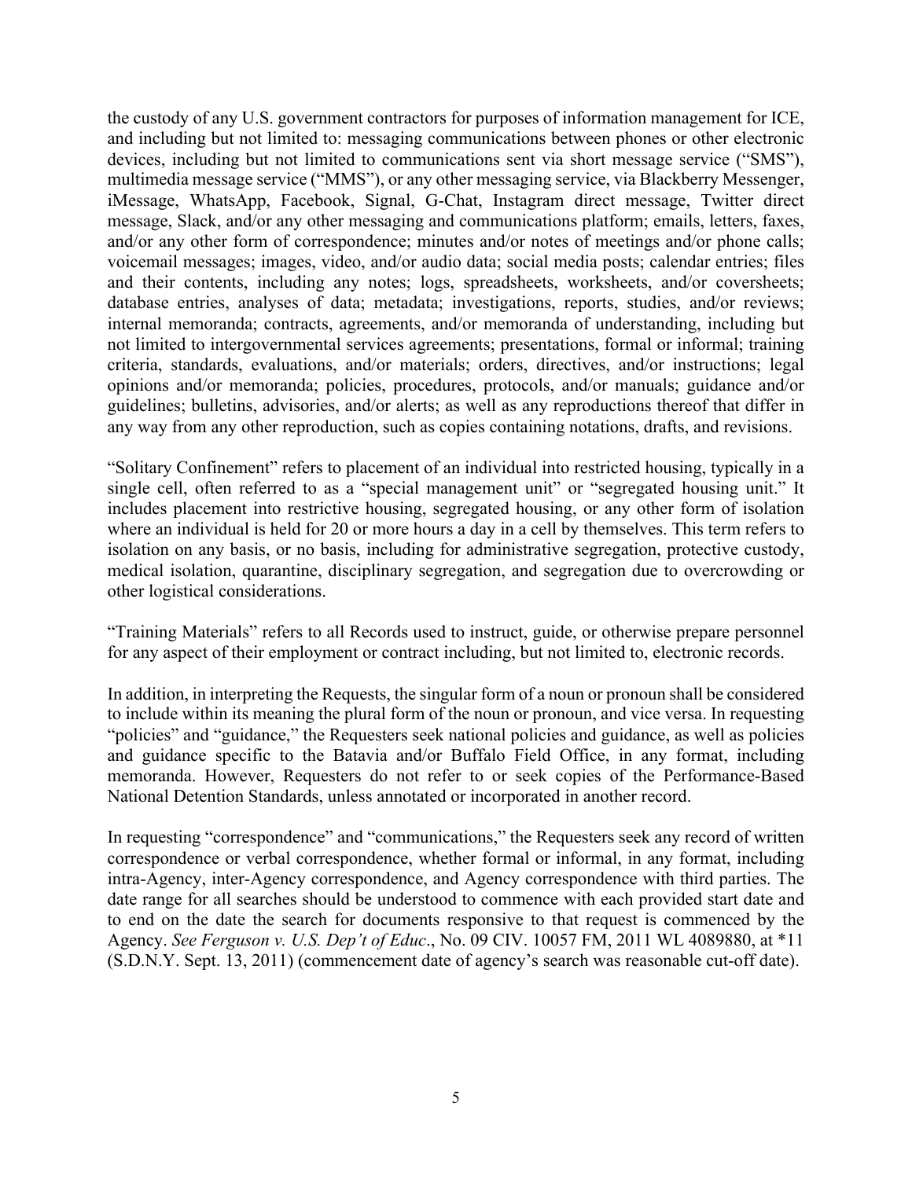the custody of any U.S. government contractors for purposes of information management for ICE, and including but not limited to: messaging communications between phones or other electronic devices, including but not limited to communications sent via short message service ("SMS"), multimedia message service ("MMS"), or any other messaging service, via Blackberry Messenger, iMessage, WhatsApp, Facebook, Signal, G-Chat, Instagram direct message, Twitter direct message, Slack, and/or any other messaging and communications platform; emails, letters, faxes, and/or any other form of correspondence; minutes and/or notes of meetings and/or phone calls; voicemail messages; images, video, and/or audio data; social media posts; calendar entries; files and their contents, including any notes; logs, spreadsheets, worksheets, and/or coversheets; database entries, analyses of data; metadata; investigations, reports, studies, and/or reviews; internal memoranda; contracts, agreements, and/or memoranda of understanding, including but not limited to intergovernmental services agreements; presentations, formal or informal; training criteria, standards, evaluations, and/or materials; orders, directives, and/or instructions; legal opinions and/or memoranda; policies, procedures, protocols, and/or manuals; guidance and/or guidelines; bulletins, advisories, and/or alerts; as well as any reproductions thereof that differ in any way from any other reproduction, such as copies containing notations, drafts, and revisions.

"Solitary Confinement" refers to placement of an individual into restricted housing, typically in a single cell, often referred to as a "special management unit" or "segregated housing unit." It includes placement into restrictive housing, segregated housing, or any other form of isolation where an individual is held for 20 or more hours a day in a cell by themselves. This term refers to isolation on any basis, or no basis, including for administrative segregation, protective custody, medical isolation, quarantine, disciplinary segregation, and segregation due to overcrowding or other logistical considerations.

"Training Materials" refers to all Records used to instruct, guide, or otherwise prepare personnel for any aspect of their employment or contract including, but not limited to, electronic records.

In addition, in interpreting the Requests, the singular form of a noun or pronoun shall be considered to include within its meaning the plural form of the noun or pronoun, and vice versa. In requesting "policies" and "guidance," the Requesters seek national policies and guidance, as well as policies and guidance specific to the Batavia and/or Buffalo Field Office, in any format, including memoranda. However, Requesters do not refer to or seek copies of the Performance-Based National Detention Standards, unless annotated or incorporated in another record.

In requesting "correspondence" and "communications," the Requesters seek any record of written correspondence or verbal correspondence, whether formal or informal, in any format, including intra-Agency, inter-Agency correspondence, and Agency correspondence with third parties. The date range for all searches should be understood to commence with each provided start date and to end on the date the search for documents responsive to that request is commenced by the Agency. *See Ferguson v. U.S. Dep't of Educ*., No. 09 CIV. 10057 FM, 2011 WL 4089880, at *11 (S.D.N.Y. Sept. 13, 2011) (commencement date of agency's search was reasonable cut-off date).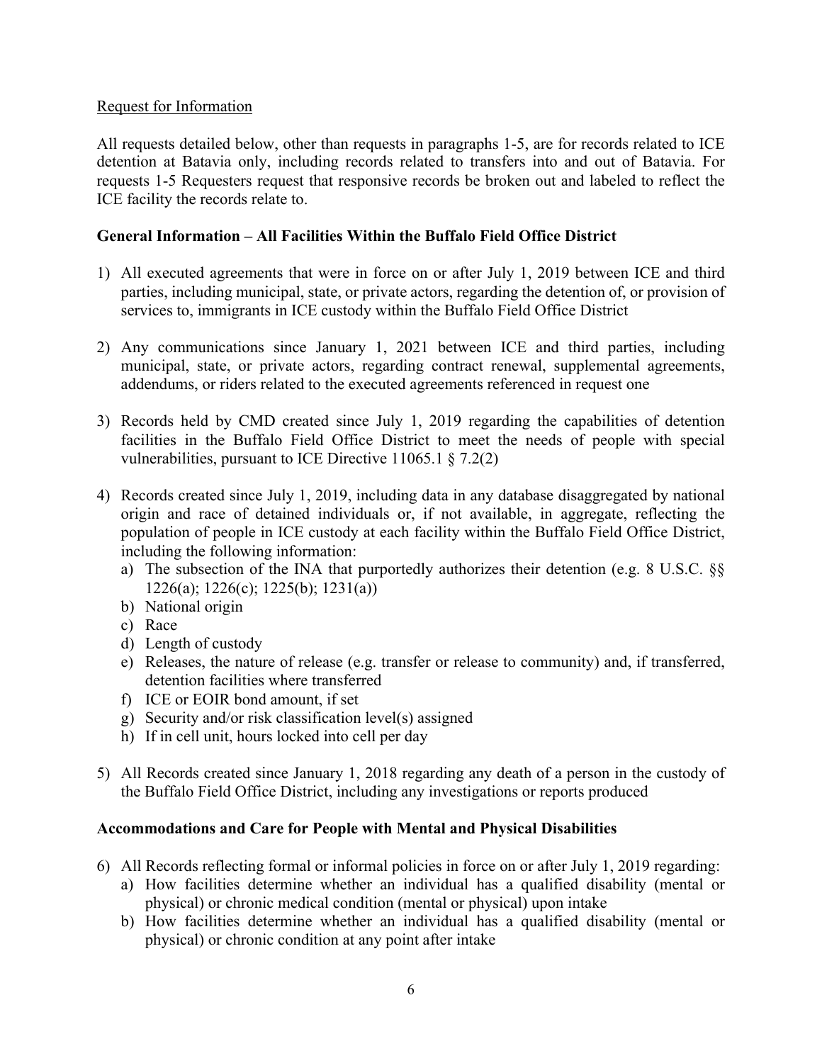<u>Request for Information</u>

All requests detailed below, other than requests in paragraphs 1-5, are for records related to ICE detention at Batavia only, including records related to transfers into and out of Batavia. For requests 1-5 Requesters request that responsive records be broken out and labeled to reflect the ICE facility the records relate to.

**General Information – All Facilities Within the Buffalo Field Office District**

1) All executed agreements that were in force on or after July 1, 2019 between ICE and third parties, including municipal, state, or private actors, regarding the detention of, or provision of services to, immigrants in ICE custody within the Buffalo Field Office District

2) Any communications since January 1, 2021 between ICE and third parties, including municipal, state, or private actors, regarding contract renewal, supplemental agreements, addendums, or riders related to the executed agreements referenced in request one

3) Records held by CMD created since July 1, 2019 regarding the capabilities of detention facilities in the Buffalo Field Office District to meet the needs of people with special vulnerabilities, pursuant to ICE Directive 11065.1 § 7.2(2)

4) Records created since July 1, 2019, including data in any database disaggregated by national origin and race of detained individuals or, if not available, in aggregate, reflecting the population of people in ICE custody at each facility within the Buffalo Field Office District, including the following information:
   a) The subsection of the INA that purportedly authorizes their detention (e.g. 8 U.S.C. §§ 1226(a); 1226(c); 1225(b); 1231(a))
   b) National origin
   c) Race
   d) Length of custody
   e) Releases, the nature of release (e.g. transfer or release to community) and, if transferred, detention facilities where transferred
   f) ICE or EOIR bond amount, if set
   g) Security and/or risk classification level(s) assigned
   h) If in cell unit, hours locked into cell per day

5) All Records created since January 1, 2018 regarding any death of a person in the custody of the Buffalo Field Office District, including any investigations or reports produced

**Accommodations and Care for People with Mental and Physical Disabilities**

6) All Records reflecting formal or informal policies in force on or after July 1, 2019 regarding:
   a) How facilities determine whether an individual has a qualified disability (mental or physical) or chronic medical condition (mental or physical) upon intake
   b) How facilities determine whether an individual has a qualified disability (mental or physical) or chronic condition at any point after intake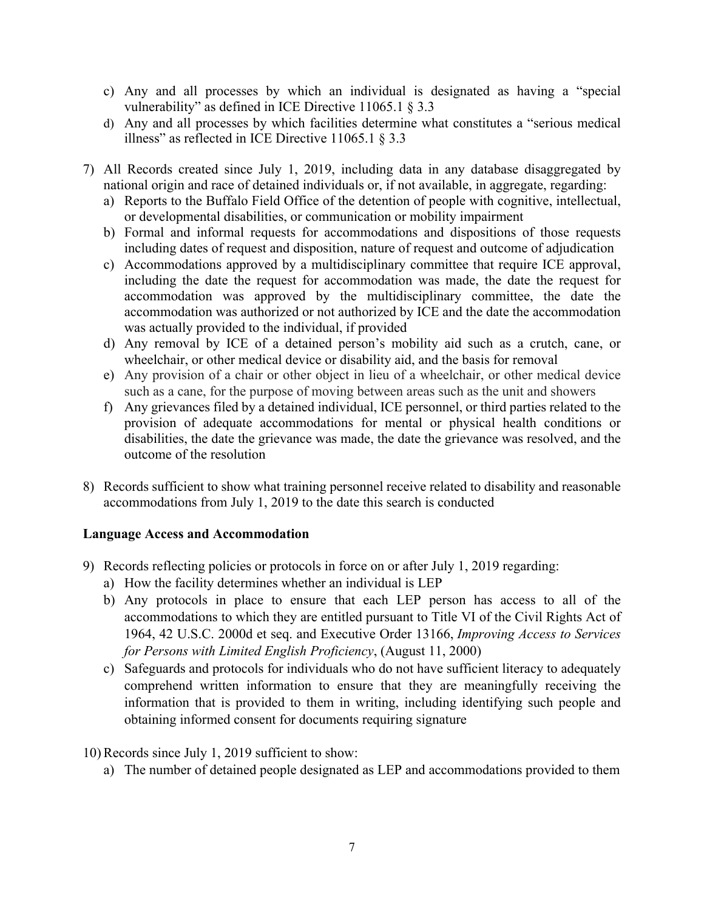c) Any and all processes by which an individual is designated as having a "special vulnerability" as defined in ICE Directive 11065.1 § 3.3
d) Any and all processes by which facilities determine what constitutes a "serious medical illness" as reflected in ICE Directive 11065.1 § 3.3

7) All Records created since July 1, 2019, including data in any database disaggregated by national origin and race of detained individuals or, if not available, in aggregate, regarding:
   a) Reports to the Buffalo Field Office of the detention of people with cognitive, intellectual, or developmental disabilities, or communication or mobility impairment
   b) Formal and informal requests for accommodations and dispositions of those requests including dates of request and disposition, nature of request and outcome of adjudication
   c) Accommodations approved by a multidisciplinary committee that require ICE approval, including the date the request for accommodation was made, the date the request for accommodation was approved by the multidisciplinary committee, the date the accommodation was authorized or not authorized by ICE and the date the accommodation was actually provided to the individual, if provided
   d) Any removal by ICE of a detained person's mobility aid such as a crutch, cane, or wheelchair, or other medical device or disability aid, and the basis for removal
   e) Any provision of a chair or other object in lieu of a wheelchair, or other medical device such as a cane, for the purpose of moving between areas such as the unit and showers
   f) Any grievances filed by a detained individual, ICE personnel, or third parties related to the provision of adequate accommodations for mental or physical health conditions or disabilities, the date the grievance was made, the date the grievance was resolved, and the outcome of the resolution

8) Records sufficient to show what training personnel receive related to disability and reasonable accommodations from July 1, 2019 to the date this search is conducted

**Language Access and Accommodation**

9) Records reflecting policies or protocols in force on or after July 1, 2019 regarding:
   a) How the facility determines whether an individual is LEP
   b) Any protocols in place to ensure that each LEP person has access to all of the accommodations to which they are entitled pursuant to Title VI of the Civil Rights Act of 1964, 42 U.S.C. 2000d et seq. and Executive Order 13166, *Improving Access to Services for Persons with Limited English Proficiency*, (August 11, 2000)
   c) Safeguards and protocols for individuals who do not have sufficient literacy to adequately comprehend written information to ensure that they are meaningfully receiving the information that is provided to them in writing, including identifying such people and obtaining informed consent for documents requiring signature

10) Records since July 1, 2019 sufficient to show:
   a) The number of detained people designated as LEP and accommodations provided to them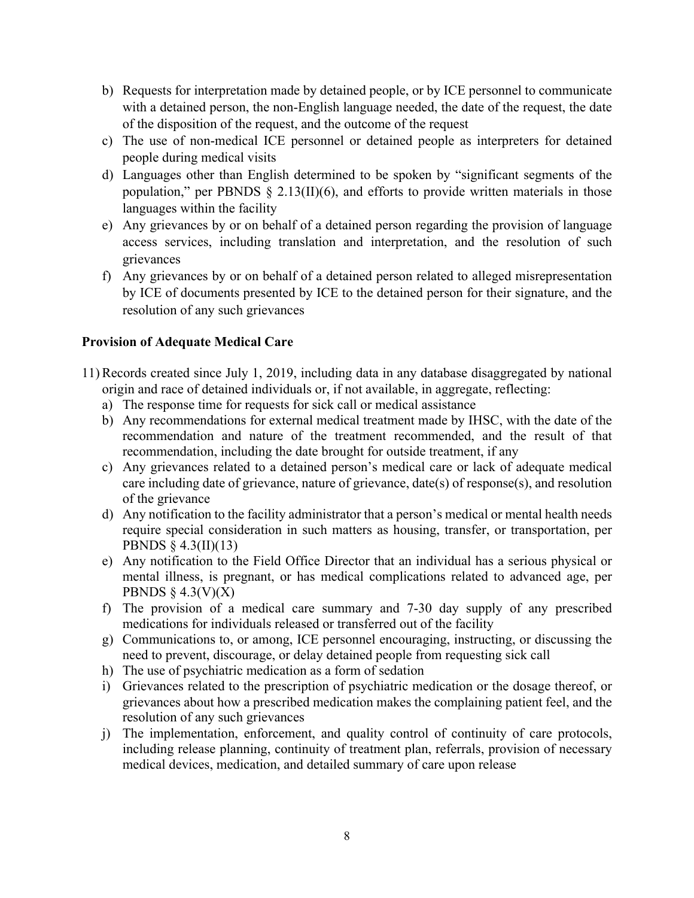b) Requests for interpretation made by detained people, or by ICE personnel to communicate with a detained person, the non-English language needed, the date of the request, the date of the disposition of the request, and the outcome of the request
c) The use of non-medical ICE personnel or detained people as interpreters for detained people during medical visits
d) Languages other than English determined to be spoken by "significant segments of the population," per PBNDS § 2.13(II)(6), and efforts to provide written materials in those languages within the facility
e) Any grievances by or on behalf of a detained person regarding the provision of language access services, including translation and interpretation, and the resolution of such grievances
f) Any grievances by or on behalf of a detained person related to alleged misrepresentation by ICE of documents presented by ICE to the detained person for their signature, and the resolution of any such grievances

**Provision of Adequate Medical Care**

11) Records created since July 1, 2019, including data in any database disaggregated by national origin and race of detained individuals or, if not available, in aggregate, reflecting:
   a) The response time for requests for sick call or medical assistance
   b) Any recommendations for external medical treatment made by IHSC, with the date of the recommendation and nature of the treatment recommended, and the result of that recommendation, including the date brought for outside treatment, if any
   c) Any grievances related to a detained person's medical care or lack of adequate medical care including date of grievance, nature of grievance, date(s) of response(s), and resolution of the grievance
   d) Any notification to the facility administrator that a person's medical or mental health needs require special consideration in such matters as housing, transfer, or transportation, per PBNDS § 4.3(II)(13)
   e) Any notification to the Field Office Director that an individual has a serious physical or mental illness, is pregnant, or has medical complications related to advanced age, per PBNDS § 4.3(V)(X)
   f) The provision of a medical care summary and 7-30 day supply of any prescribed medications for individuals released or transferred out of the facility
   g) Communications to, or among, ICE personnel encouraging, instructing, or discussing the need to prevent, discourage, or delay detained people from requesting sick call
   h) The use of psychiatric medication as a form of sedation
   i) Grievances related to the prescription of psychiatric medication or the dosage thereof, or grievances about how a prescribed medication makes the complaining patient feel, and the resolution of any such grievances
   j) The implementation, enforcement, and quality control of continuity of care protocols, including release planning, continuity of treatment plan, referrals, provision of necessary medical devices, medication, and detailed summary of care upon release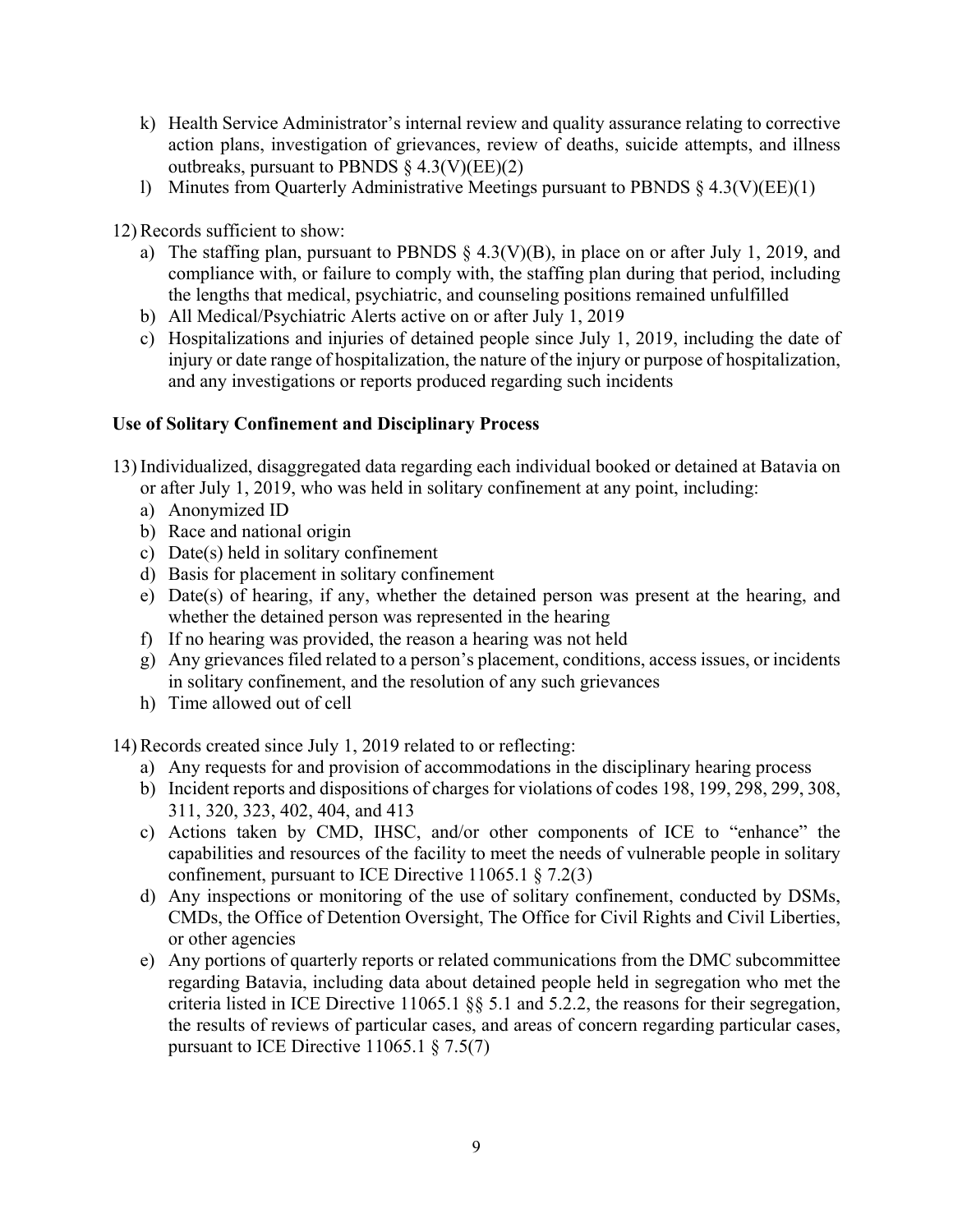k) Health Service Administrator's internal review and quality assurance relating to corrective action plans, investigation of grievances, review of deaths, suicide attempts, and illness outbreaks, pursuant to PBNDS § 4.3(V)(EE)(2)

l) Minutes from Quarterly Administrative Meetings pursuant to PBNDS § 4.3(V)(EE)(1)

12) Records sufficient to show:

a) The staffing plan, pursuant to PBNDS § 4.3(V)(B), in place on or after July 1, 2019, and compliance with, or failure to comply with, the staffing plan during that period, including the lengths that medical, psychiatric, and counseling positions remained unfulfilled

b) All Medical/Psychiatric Alerts active on or after July 1, 2019

c) Hospitalizations and injuries of detained people since July 1, 2019, including the date of injury or date range of hospitalization, the nature of the injury or purpose of hospitalization, and any investigations or reports produced regarding such incidents

**Use of Solitary Confinement and Disciplinary Process**

13) Individualized, disaggregated data regarding each individual booked or detained at Batavia on or after July 1, 2019, who was held in solitary confinement at any point, including:

a) Anonymized ID

b) Race and national origin

c) Date(s) held in solitary confinement

d) Basis for placement in solitary confinement

e) Date(s) of hearing, if any, whether the detained person was present at the hearing, and whether the detained person was represented in the hearing

f) If no hearing was provided, the reason a hearing was not held

g) Any grievances filed related to a person's placement, conditions, access issues, or incidents in solitary confinement, and the resolution of any such grievances

h) Time allowed out of cell

14) Records created since July 1, 2019 related to or reflecting:

a) Any requests for and provision of accommodations in the disciplinary hearing process

b) Incident reports and dispositions of charges for violations of codes 198, 199, 298, 299, 308, 311, 320, 323, 402, 404, and 413

c) Actions taken by CMD, IHSC, and/or other components of ICE to "enhance" the capabilities and resources of the facility to meet the needs of vulnerable people in solitary confinement, pursuant to ICE Directive 11065.1 § 7.2(3)

d) Any inspections or monitoring of the use of solitary confinement, conducted by DSMs, CMDs, the Office of Detention Oversight, The Office for Civil Rights and Civil Liberties, or other agencies

e) Any portions of quarterly reports or related communications from the DMC subcommittee regarding Batavia, including data about detained people held in segregation who met the criteria listed in ICE Directive 11065.1 §§ 5.1 and 5.2.2, the reasons for their segregation, the results of reviews of particular cases, and areas of concern regarding particular cases, pursuant to ICE Directive 11065.1 § 7.5(7)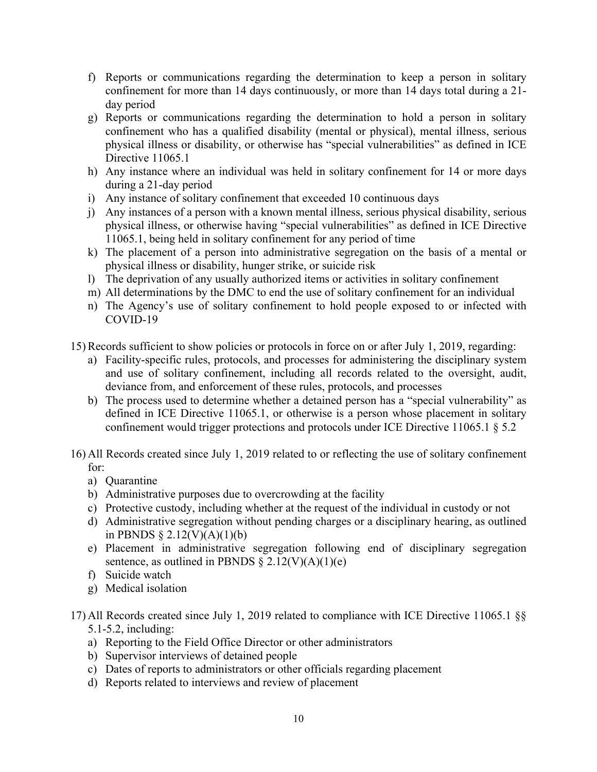f) Reports or communications regarding the determination to keep a person in solitary confinement for more than 14 days continuously, or more than 14 days total during a 21-day period
g) Reports or communications regarding the determination to hold a person in solitary confinement who has a qualified disability (mental or physical), mental illness, serious physical illness or disability, or otherwise has "special vulnerabilities" as defined in ICE Directive 11065.1
h) Any instance where an individual was held in solitary confinement for 14 or more days during a 21-day period
i) Any instance of solitary confinement that exceeded 10 continuous days
j) Any instances of a person with a known mental illness, serious physical disability, serious physical illness, or otherwise having "special vulnerabilities" as defined in ICE Directive 11065.1, being held in solitary confinement for any period of time
k) The placement of a person into administrative segregation on the basis of a mental or physical illness or disability, hunger strike, or suicide risk
l) The deprivation of any usually authorized items or activities in solitary confinement
m) All determinations by the DMC to end the use of solitary confinement for an individual
n) The Agency's use of solitary confinement to hold people exposed to or infected with COVID-19

15) Records sufficient to show policies or protocols in force on or after July 1, 2019, regarding:
   a) Facility-specific rules, protocols, and processes for administering the disciplinary system and use of solitary confinement, including all records related to the oversight, audit, deviance from, and enforcement of these rules, protocols, and processes
   b) The process used to determine whether a detained person has a "special vulnerability" as defined in ICE Directive 11065.1, or otherwise is a person whose placement in solitary confinement would trigger protections and protocols under ICE Directive 11065.1 § 5.2

16) All Records created since July 1, 2019 related to or reflecting the use of solitary confinement for:
   a) Quarantine
   b) Administrative purposes due to overcrowding at the facility
   c) Protective custody, including whether at the request of the individual in custody or not
   d) Administrative segregation without pending charges or a disciplinary hearing, as outlined in PBNDS § 2.12(V)(A)(1)(b)
   e) Placement in administrative segregation following end of disciplinary segregation sentence, as outlined in PBNDS § 2.12(V)(A)(1)(e)
   f) Suicide watch
   g) Medical isolation

17) All Records created since July 1, 2019 related to compliance with ICE Directive 11065.1 §§ 5.1-5.2, including:
   a) Reporting to the Field Office Director or other administrators
   b) Supervisor interviews of detained people
   c) Dates of reports to administrators or other officials regarding placement
   d) Reports related to interviews and review of placement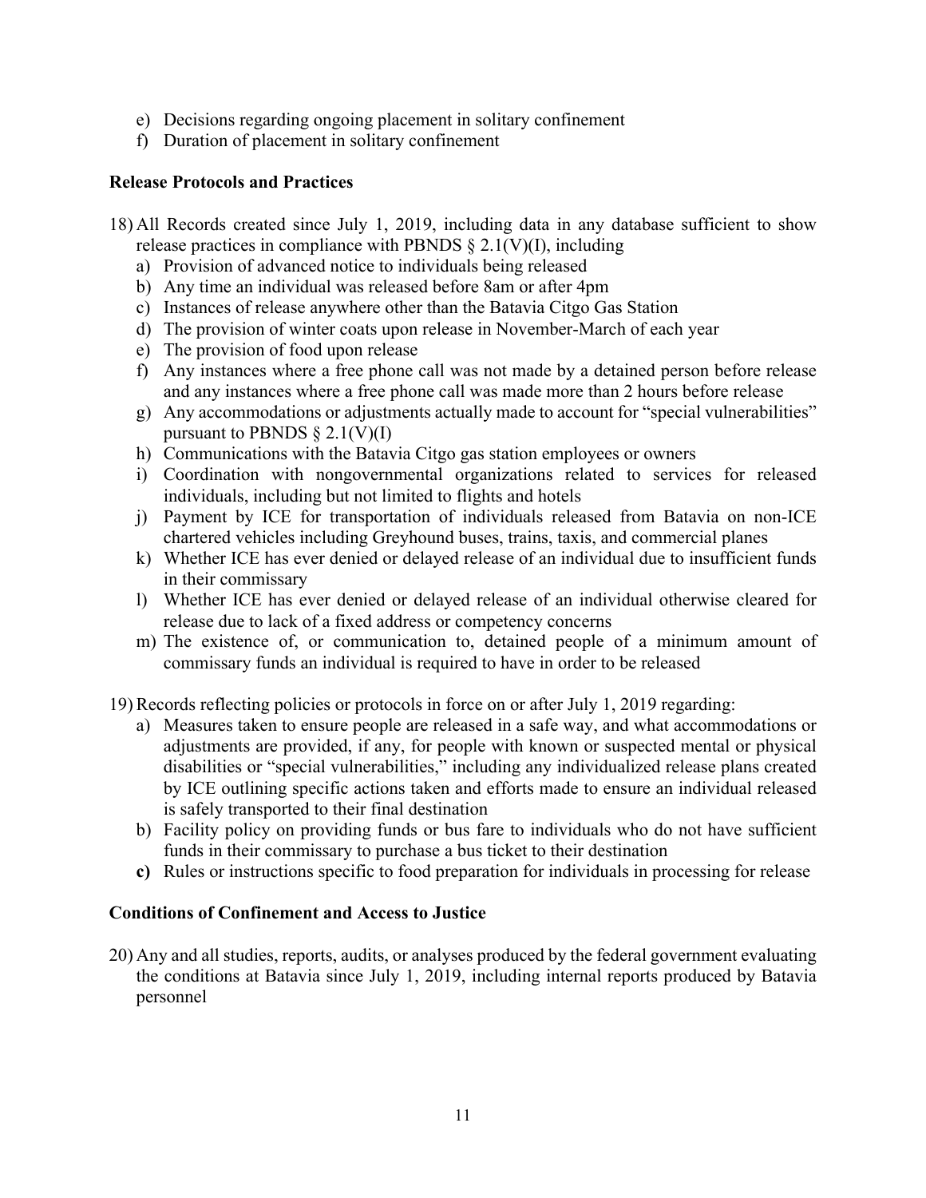e) Decisions regarding ongoing placement in solitary confinement
f) Duration of placement in solitary confinement

**Release Protocols and Practices**

18) All Records created since July 1, 2019, including data in any database sufficient to show release practices in compliance with PBNDS § 2.1(V)(I), including
    a) Provision of advanced notice to individuals being released
    b) Any time an individual was released before 8am or after 4pm
    c) Instances of release anywhere other than the Batavia Citgo Gas Station
    d) The provision of winter coats upon release in November-March of each year
    e) The provision of food upon release
    f) Any instances where a free phone call was not made by a detained person before release and any instances where a free phone call was made more than 2 hours before release
    g) Any accommodations or adjustments actually made to account for "special vulnerabilities" pursuant to PBNDS § 2.1(V)(I)
    h) Communications with the Batavia Citgo gas station employees or owners
    i) Coordination with nongovernmental organizations related to services for released individuals, including but not limited to flights and hotels
    j) Payment by ICE for transportation of individuals released from Batavia on non-ICE chartered vehicles including Greyhound buses, trains, taxis, and commercial planes
    k) Whether ICE has ever denied or delayed release of an individual due to insufficient funds in their commissary
    l) Whether ICE has ever denied or delayed release of an individual otherwise cleared for release due to lack of a fixed address or competency concerns
    m) The existence of, or communication to, detained people of a minimum amount of commissary funds an individual is required to have in order to be released

19) Records reflecting policies or protocols in force on or after July 1, 2019 regarding:
    a) Measures taken to ensure people are released in a safe way, and what accommodations or adjustments are provided, if any, for people with known or suspected mental or physical disabilities or "special vulnerabilities," including any individualized release plans created by ICE outlining specific actions taken and efforts made to ensure an individual released is safely transported to their final destination
    b) Facility policy on providing funds or bus fare to individuals who do not have sufficient funds in their commissary to purchase a bus ticket to their destination
    **c)** Rules or instructions specific to food preparation for individuals in processing for release

**Conditions of Confinement and Access to Justice**

20) Any and all studies, reports, audits, or analyses produced by the federal government evaluating the conditions at Batavia since July 1, 2019, including internal reports produced by Batavia personnel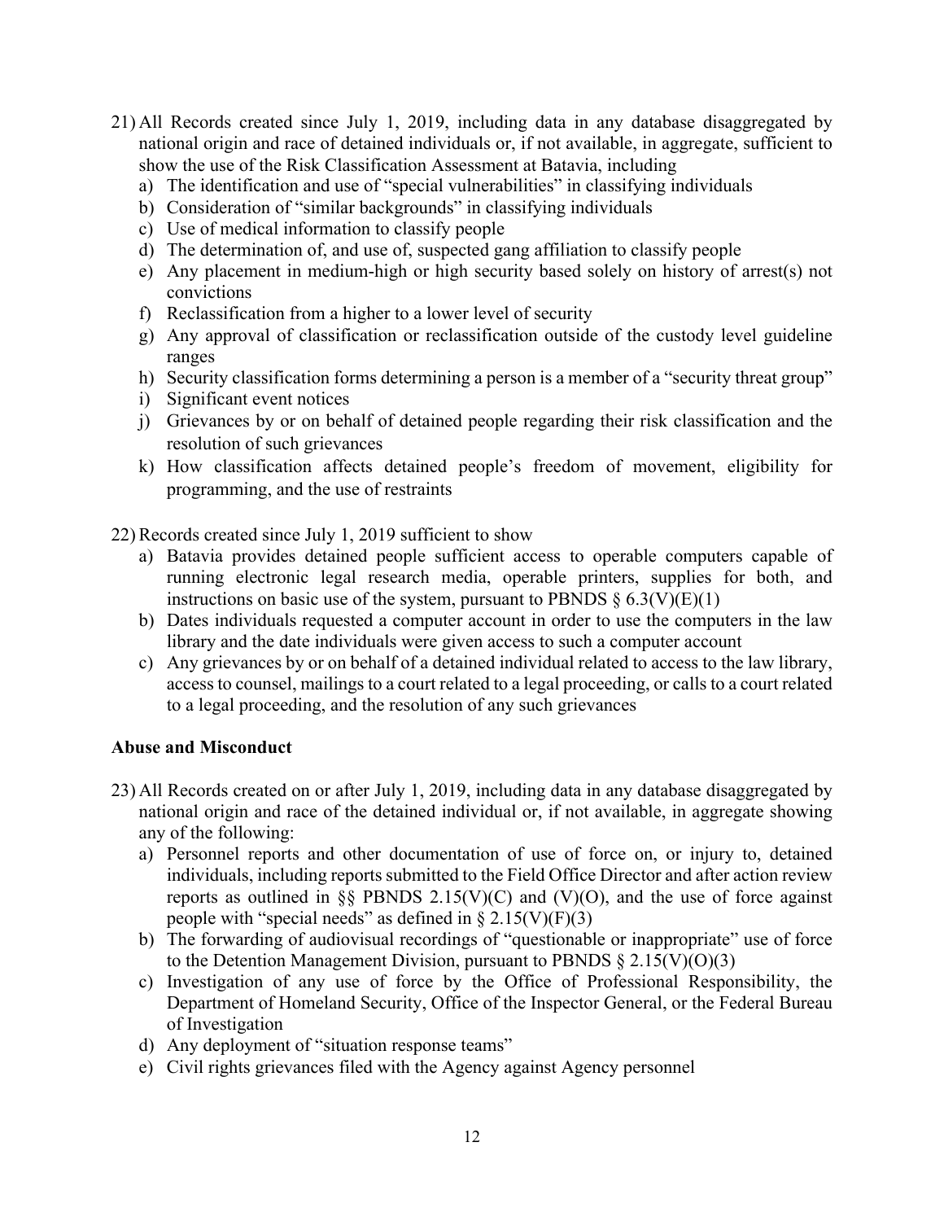21) All Records created since July 1, 2019, including data in any database disaggregated by national origin and race of detained individuals or, if not available, in aggregate, sufficient to show the use of the Risk Classification Assessment at Batavia, including
    a) The identification and use of "special vulnerabilities" in classifying individuals
    b) Consideration of "similar backgrounds" in classifying individuals
    c) Use of medical information to classify people
    d) The determination of, and use of, suspected gang affiliation to classify people
    e) Any placement in medium-high or high security based solely on history of arrest(s) not convictions
    f) Reclassification from a higher to a lower level of security
    g) Any approval of classification or reclassification outside of the custody level guideline ranges
    h) Security classification forms determining a person is a member of a "security threat group"
    i) Significant event notices
    j) Grievances by or on behalf of detained people regarding their risk classification and the resolution of such grievances
    k) How classification affects detained people's freedom of movement, eligibility for programming, and the use of restraints

22) Records created since July 1, 2019 sufficient to show
    a) Batavia provides detained people sufficient access to operable computers capable of running electronic legal research media, operable printers, supplies for both, and instructions on basic use of the system, pursuant to PBNDS § 6.3(V)(E)(1)
    b) Dates individuals requested a computer account in order to use the computers in the law library and the date individuals were given access to such a computer account
    c) Any grievances by or on behalf of a detained individual related to access to the law library, access to counsel, mailings to a court related to a legal proceeding, or calls to a court related to a legal proceeding, and the resolution of any such grievances

**Abuse and Misconduct**

23) All Records created on or after July 1, 2019, including data in any database disaggregated by national origin and race of the detained individual or, if not available, in aggregate showing any of the following:
    a) Personnel reports and other documentation of use of force on, or injury to, detained individuals, including reports submitted to the Field Office Director and after action review reports as outlined in §§ PBNDS 2.15(V)(C) and (V)(O), and the use of force against people with "special needs" as defined in § 2.15(V)(F)(3)
    b) The forwarding of audiovisual recordings of "questionable or inappropriate" use of force to the Detention Management Division, pursuant to PBNDS § 2.15(V)(O)(3)
    c) Investigation of any use of force by the Office of Professional Responsibility, the Department of Homeland Security, Office of the Inspector General, or the Federal Bureau of Investigation
    d) Any deployment of "situation response teams"
    e) Civil rights grievances filed with the Agency against Agency personnel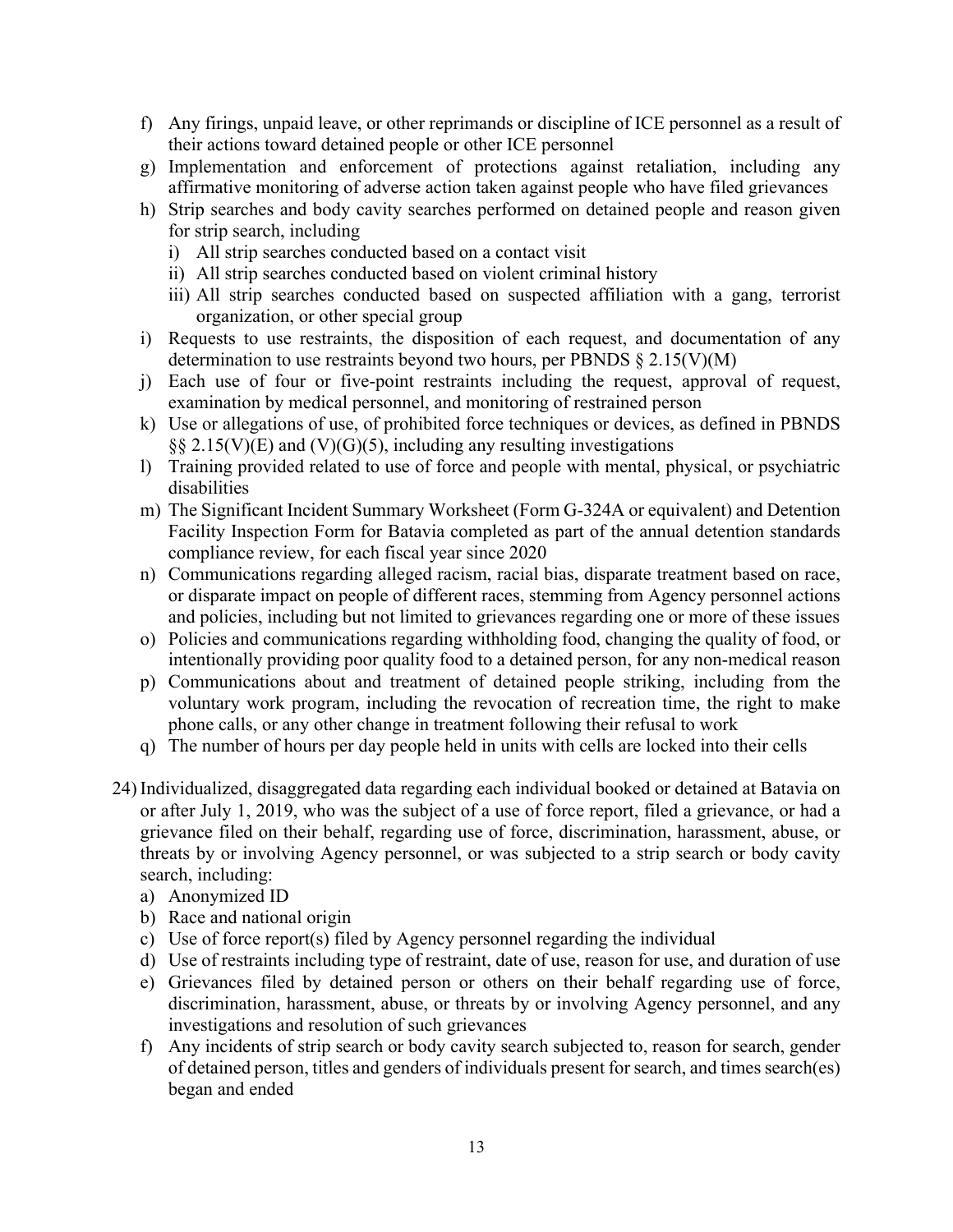f) Any firings, unpaid leave, or other reprimands or discipline of ICE personnel as a result of their actions toward detained people or other ICE personnel
g) Implementation and enforcement of protections against retaliation, including any affirmative monitoring of adverse action taken against people who have filed grievances
h) Strip searches and body cavity searches performed on detained people and reason given for strip search, including
   i) All strip searches conducted based on a contact visit
   ii) All strip searches conducted based on violent criminal history
   iii) All strip searches conducted based on suspected affiliation with a gang, terrorist organization, or other special group
i) Requests to use restraints, the disposition of each request, and documentation of any determination to use restraints beyond two hours, per PBNDS § 2.15(V)(M)
j) Each use of four or five-point restraints including the request, approval of request, examination by medical personnel, and monitoring of restrained person
k) Use or allegations of use, of prohibited force techniques or devices, as defined in PBNDS §§ 2.15(V)(E) and (V)(G)(5), including any resulting investigations
l) Training provided related to use of force and people with mental, physical, or psychiatric disabilities
m) The Significant Incident Summary Worksheet (Form G-324A or equivalent) and Detention Facility Inspection Form for Batavia completed as part of the annual detention standards compliance review, for each fiscal year since 2020
n) Communications regarding alleged racism, racial bias, disparate treatment based on race, or disparate impact on people of different races, stemming from Agency personnel actions and policies, including but not limited to grievances regarding one or more of these issues
o) Policies and communications regarding withholding food, changing the quality of food, or intentionally providing poor quality food to a detained person, for any non-medical reason
p) Communications about and treatment of detained people striking, including from the voluntary work program, including the revocation of recreation time, the right to make phone calls, or any other change in treatment following their refusal to work
q) The number of hours per day people held in units with cells are locked into their cells

24) Individualized, disaggregated data regarding each individual booked or detained at Batavia on or after July 1, 2019, who was the subject of a use of force report, filed a grievance, or had a grievance filed on their behalf, regarding use of force, discrimination, harassment, abuse, or threats by or involving Agency personnel, or was subjected to a strip search or body cavity search, including:
   a) Anonymized ID
   b) Race and national origin
   c) Use of force report(s) filed by Agency personnel regarding the individual
   d) Use of restraints including type of restraint, date of use, reason for use, and duration of use
   e) Grievances filed by detained person or others on their behalf regarding use of force, discrimination, harassment, abuse, or threats by or involving Agency personnel, and any investigations and resolution of such grievances
   f) Any incidents of strip search or body cavity search subjected to, reason for search, gender of detained person, titles and genders of individuals present for search, and times search(es) began and ended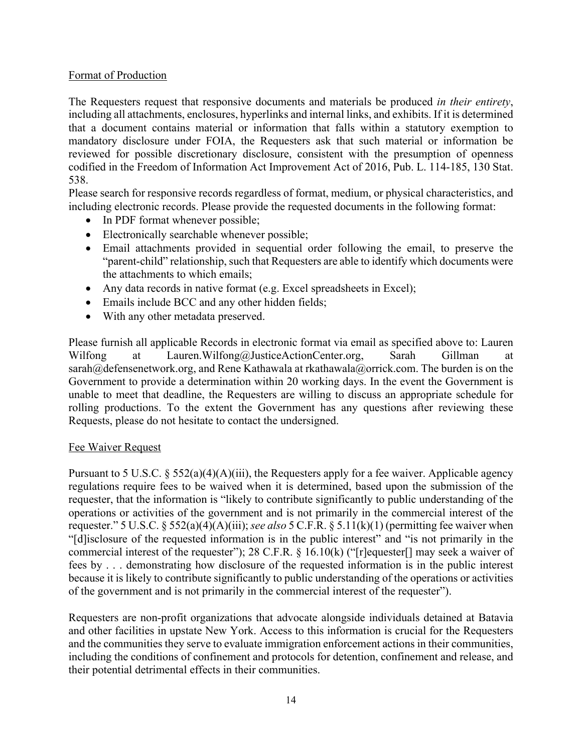Format of Production

The Requesters request that responsive documents and materials be produced *in their entirety*, including all attachments, enclosures, hyperlinks and internal links, and exhibits. If it is determined that a document contains material or information that falls within a statutory exemption to mandatory disclosure under FOIA, the Requesters ask that such material or information be reviewed for possible discretionary disclosure, consistent with the presumption of openness codified in the Freedom of Information Act Improvement Act of 2016, Pub. L. 114-185, 130 Stat. 538.

Please search for responsive records regardless of format, medium, or physical characteristics, and including electronic records. Please provide the requested documents in the following format:

- In PDF format whenever possible;
- Electronically searchable whenever possible;
- Email attachments provided in sequential order following the email, to preserve the "parent-child" relationship, such that Requesters are able to identify which documents were the attachments to which emails;
- Any data records in native format (e.g. Excel spreadsheets in Excel);
- Emails include BCC and any other hidden fields;
- With any other metadata preserved.

Please furnish all applicable Records in electronic format via email as specified above to: Lauren Wilfong at Lauren.Wilfong@JusticeActionCenter.org, Sarah Gillman at sarah@defensenetwork.org, and Rene Kathawala at rkathawala@orrick.com. The burden is on the Government to provide a determination within 20 working days. In the event the Government is unable to meet that deadline, the Requesters are willing to discuss an appropriate schedule for rolling productions. To the extent the Government has any questions after reviewing these Requests, please do not hesitate to contact the undersigned.

Fee Waiver Request

Pursuant to 5 U.S.C. § 552(a)(4)(A)(iii), the Requesters apply for a fee waiver. Applicable agency regulations require fees to be waived when it is determined, based upon the submission of the requester, that the information is "likely to contribute significantly to public understanding of the operations or activities of the government and is not primarily in the commercial interest of the requester." 5 U.S.C. § 552(a)(4)(A)(iii); *see also* 5 C.F.R. § 5.11(k)(1) (permitting fee waiver when "[d]isclosure of the requested information is in the public interest" and "is not primarily in the commercial interest of the requester"); 28 C.F.R. § 16.10(k) ("[r]equester[] may seek a waiver of fees by . . . demonstrating how disclosure of the requested information is in the public interest because it is likely to contribute significantly to public understanding of the operations or activities of the government and is not primarily in the commercial interest of the requester").

Requesters are non-profit organizations that advocate alongside individuals detained at Batavia and other facilities in upstate New York. Access to this information is crucial for the Requesters and the communities they serve to evaluate immigration enforcement actions in their communities, including the conditions of confinement and protocols for detention, confinement and release, and their potential detrimental effects in their communities.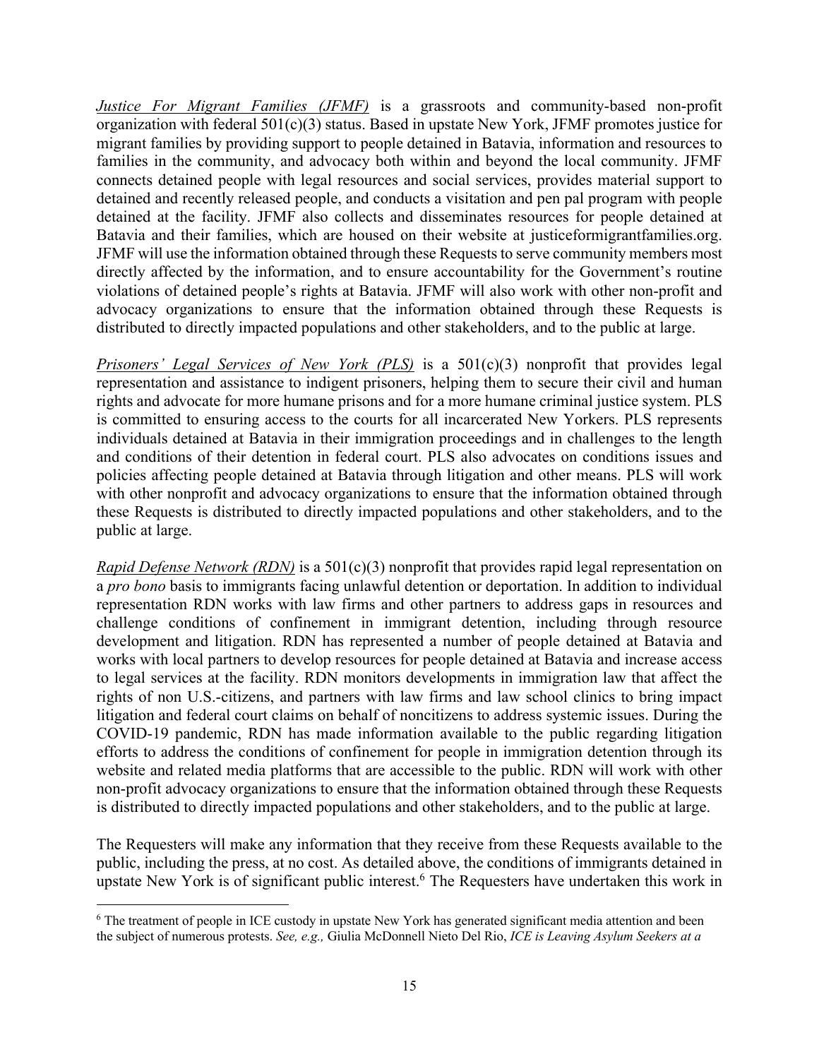*Justice For Migrant Families (JFMF)* is a grassroots and community-based non-profit organization with federal 501(c)(3) status. Based in upstate New York, JFMF promotes justice for migrant families by providing support to people detained in Batavia, information and resources to families in the community, and advocacy both within and beyond the local community. JFMF connects detained people with legal resources and social services, provides material support to detained and recently released people, and conducts a visitation and pen pal program with people detained at the facility. JFMF also collects and disseminates resources for people detained at Batavia and their families, which are housed on their website at justiceformigrantfamilies.org. JFMF will use the information obtained through these Requests to serve community members most directly affected by the information, and to ensure accountability for the Government's routine violations of detained people's rights at Batavia. JFMF will also work with other non-profit and advocacy organizations to ensure that the information obtained through these Requests is distributed to directly impacted populations and other stakeholders, and to the public at large.

*Prisoners' Legal Services of New York (PLS)* is a 501(c)(3) nonprofit that provides legal representation and assistance to indigent prisoners, helping them to secure their civil and human rights and advocate for more humane prisons and for a more humane criminal justice system. PLS is committed to ensuring access to the courts for all incarcerated New Yorkers. PLS represents individuals detained at Batavia in their immigration proceedings and in challenges to the length and conditions of their detention in federal court. PLS also advocates on conditions issues and policies affecting people detained at Batavia through litigation and other means. PLS will work with other nonprofit and advocacy organizations to ensure that the information obtained through these Requests is distributed to directly impacted populations and other stakeholders, and to the public at large.

*Rapid Defense Network (RDN)* is a 501(c)(3) nonprofit that provides rapid legal representation on a *pro bono* basis to immigrants facing unlawful detention or deportation. In addition to individual representation RDN works with law firms and other partners to address gaps in resources and challenge conditions of confinement in immigrant detention, including through resource development and litigation. RDN has represented a number of people detained at Batavia and works with local partners to develop resources for people detained at Batavia and increase access to legal services at the facility. RDN monitors developments in immigration law that affect the rights of non U.S.-citizens, and partners with law firms and law school clinics to bring impact litigation and federal court claims on behalf of noncitizens to address systemic issues. During the COVID-19 pandemic, RDN has made information available to the public regarding litigation efforts to address the conditions of confinement for people in immigration detention through its website and related media platforms that are accessible to the public. RDN will work with other non-profit advocacy organizations to ensure that the information obtained through these Requests is distributed to directly impacted populations and other stakeholders, and to the public at large.

The Requesters will make any information that they receive from these Requests available to the public, including the press, at no cost. As detailed above, the conditions of immigrants detained in upstate New York is of significant public interest.[6] The Requesters have undertaken this work in

[6] The treatment of people in ICE custody in upstate New York has generated significant media attention and been the subject of numerous protests. *See, e.g.,* Giulia McDonnell Nieto Del Rio, *ICE is Leaving Asylum Seekers at a*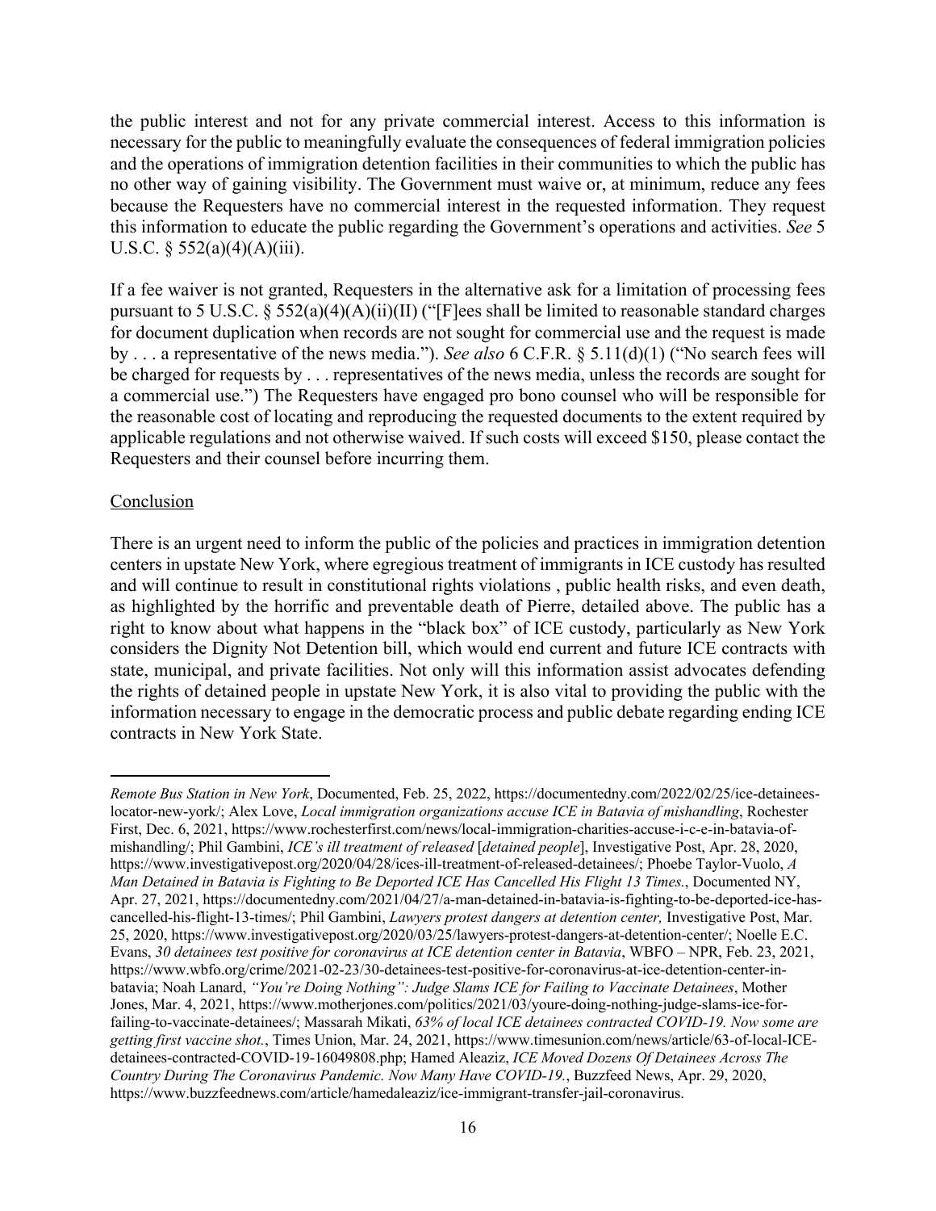the public interest and not for any private commercial interest. Access to this information is necessary for the public to meaningfully evaluate the consequences of federal immigration policies and the operations of immigration detention facilities in their communities to which the public has no other way of gaining visibility. The Government must waive or, at minimum, reduce any fees because the Requesters have no commercial interest in the requested information. They request this information to educate the public regarding the Government's operations and activities. *See* 5 U.S.C. § 552(a)(4)(A)(iii).

If a fee waiver is not granted, Requesters in the alternative ask for a limitation of processing fees pursuant to 5 U.S.C. § 552(a)(4)(A)(ii)(II) ("[F]ees shall be limited to reasonable standard charges for document duplication when records are not sought for commercial use and the request is made by . . . a representative of the news media."). *See also* 6 C.F.R. § 5.11(d)(1) ("No search fees will be charged for requests by . . . representatives of the news media, unless the records are sought for a commercial use.") The Requesters have engaged pro bono counsel who will be responsible for the reasonable cost of locating and reproducing the requested documents to the extent required by applicable regulations and not otherwise waived. If such costs will exceed $150, please contact the Requesters and their counsel before incurring them.

<u>Conclusion</u>

There is an urgent need to inform the public of the policies and practices in immigration detention centers in upstate New York, where egregious treatment of immigrants in ICE custody has resulted and will continue to result in constitutional rights violations , public health risks, and even death, as highlighted by the horrific and preventable death of Pierre, detailed above. The public has a right to know about what happens in the "black box" of ICE custody, particularly as New York considers the Dignity Not Detention bill, which would end current and future ICE contracts with state, municipal, and private facilities. Not only will this information assist advocates defending the rights of detained people in upstate New York, it is also vital to providing the public with the information necessary to engage in the democratic process and public debate regarding ending ICE contracts in New York State.

---

*Remote Bus Station in New York*, Documented, Feb. 25, 2022, https://documentedny.com/2022/02/25/ice-detainees-locator-new-york/; Alex Love, *Local immigration organizations accuse ICE in Batavia of mishandling*, Rochester First, Dec. 6, 2021, https://www.rochesterfirst.com/news/local-immigration-charities-accuse-i-c-e-in-batavia-of-mishandling/; Phil Gambini, *ICE's ill treatment of released* [*detained people*], Investigative Post, Apr. 28, 2020, https://www.investigativepost.org/2020/04/28/ices-ill-treatment-of-released-detainees/; Phoebe Taylor-Vuolo, *A Man Detained in Batavia is Fighting to Be Deported ICE Has Cancelled His Flight 13 Times.*, Documented NY, Apr. 27, 2021, https://documentedny.com/2021/04/27/a-man-detained-in-batavia-is-fighting-to-be-deported-ice-has-cancelled-his-flight-13-times/; Phil Gambini, *Lawyers protest dangers at detention center,* Investigative Post, Mar. 25, 2020, https://www.investigativepost.org/2020/03/25/lawyers-protest-dangers-at-detention-center/; Noelle E.C. Evans, *30 detainees test positive for coronavirus at ICE detention center in Batavia*, WBFO – NPR, Feb. 23, 2021, https://www.wbfo.org/crime/2021-02-23/30-detainees-test-positive-for-coronavirus-at-ice-detention-center-in-batavia; Noah Lanard, *"You're Doing Nothing": Judge Slams ICE for Failing to Vaccinate Detainees*, Mother Jones, Mar. 4, 2021, https://www.motherjones.com/politics/2021/03/youre-doing-nothing-judge-slams-ice-for-failing-to-vaccinate-detainees/; Massarah Mikati, *63% of local ICE detainees contracted COVID-19. Now some are getting first vaccine shot.*, Times Union, Mar. 24, 2021, https://www.timesunion.com/news/article/63-of-local-ICE-detainees-contracted-COVID-19-16049808.php; Hamed Aleaziz, *ICE Moved Dozens Of Detainees Across The Country During The Coronavirus Pandemic. Now Many Have COVID-19.*, Buzzfeed News, Apr. 29, 2020, https://www.buzzfeednews.com/article/hamedaleaziz/ice-immigrant-transfer-jail-coronavirus.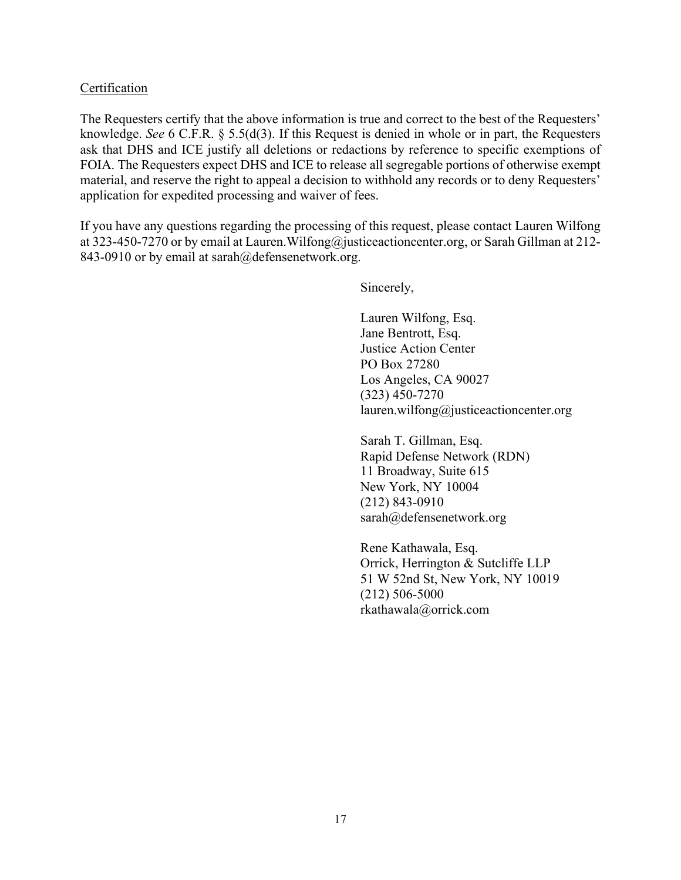<u>Certification</u>

The Requesters certify that the above information is true and correct to the best of the Requesters' knowledge. *See* 6 C.F.R. § 5.5(d(3). If this Request is denied in whole or in part, the Requesters ask that DHS and ICE justify all deletions or redactions by reference to specific exemptions of FOIA. The Requesters expect DHS and ICE to release all segregable portions of otherwise exempt material, and reserve the right to appeal a decision to withhold any records or to deny Requesters' application for expedited processing and waiver of fees.

If you have any questions regarding the processing of this request, please contact Lauren Wilfong at 323-450-7270 or by email at Lauren.Wilfong@justiceactioncenter.org, or Sarah Gillman at 212-843-0910 or by email at sarah@defensenetwork.org.

Sincerely,

Lauren Wilfong, Esq.
Jane Bentrott, Esq.
Justice Action Center
PO Box 27280
Los Angeles, CA 90027
(323) 450-7270
lauren.wilfong@justiceactioncenter.org

Sarah T. Gillman, Esq.
Rapid Defense Network (RDN)
11 Broadway, Suite 615
New York, NY 10004
(212) 843-0910
sarah@defensenetwork.org

Rene Kathawala, Esq.
Orrick, Herrington & Sutcliffe LLP
51 W 52nd St, New York, NY 10019
(212) 506-5000
rkathawala@orrick.com